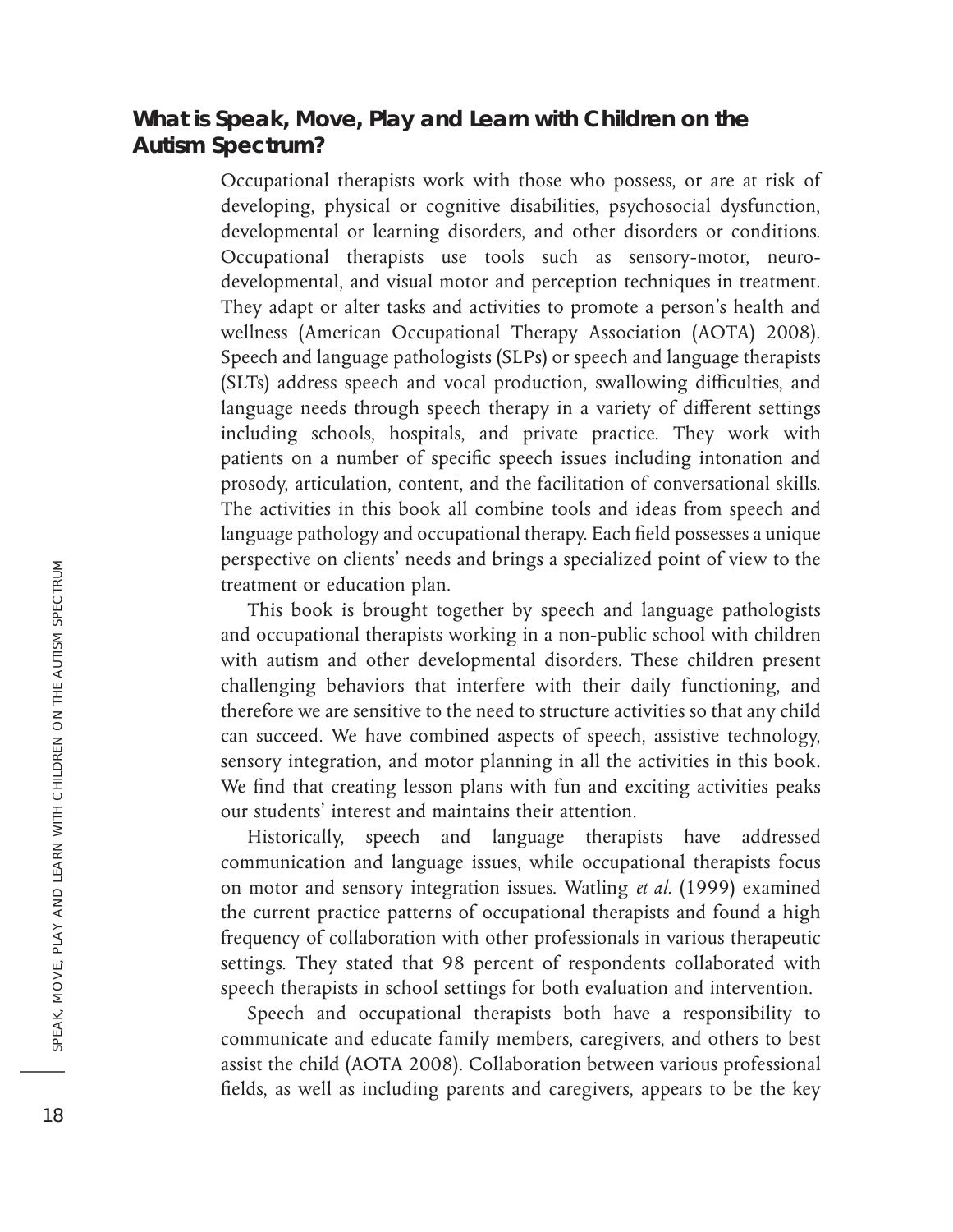## What is Speak, Move, Play and Learn with Children on the Autism Spectrum?

Occupational therapists work with those who possess, or are at risk of developing, physical or cognitive disabilities, psychosocial dysfunction, developmental or learning disorders, and other disorders or conditions. Occupational therapists use tools such as sensory-motor, neuro-developmental, and visual motor and perception techniques in treatment. They adapt or alter tasks and activities to promote a person's health and wellness (American Occupational Therapy Association (AOTA) 2008). Speech and language pathologists (SLPs) or speech and language therapists (SLTs) address speech and vocal production, swallowing difficulties, and language needs through speech therapy in a variety of different settings including schools, hospitals, and private practice. They work with patients on a number of specific speech issues including intonation and prosody, articulation, content, and the facilitation of conversational skills. The activities in this book all combine tools and ideas from speech and language pathology and occupational therapy. Each field possesses a unique perspective on clients' needs and brings a specialized point of view to the treatment or education plan.

This book is brought together by speech and language pathologists and occupational therapists working in a non-public school with children with autism and other developmental disorders. These children present challenging behaviors that interfere with their daily functioning, and therefore we are sensitive to the need to structure activities so that any child can succeed. We have combined aspects of speech, assistive technology, sensory integration, and motor planning in all the activities in this book. We find that creating lesson plans with fun and exciting activities peaks our students' interest and maintains their attention.

Historically, speech and language therapists have addressed communication and language issues, while occupational therapists focus on motor and sensory integration issues. Watling *et al.* (1999) examined the current practice patterns of occupational therapists and found a high frequency of collaboration with other professionals in various therapeutic settings. They stated that 98 percent of respondents collaborated with speech therapists in school settings for both evaluation and intervention.

Speech and occupational therapists both have a responsibility to communicate and educate family members, caregivers, and others to best assist the child (AOTA 2008). Collaboration between various professional fields, as well as including parents and caregivers, appears to be the key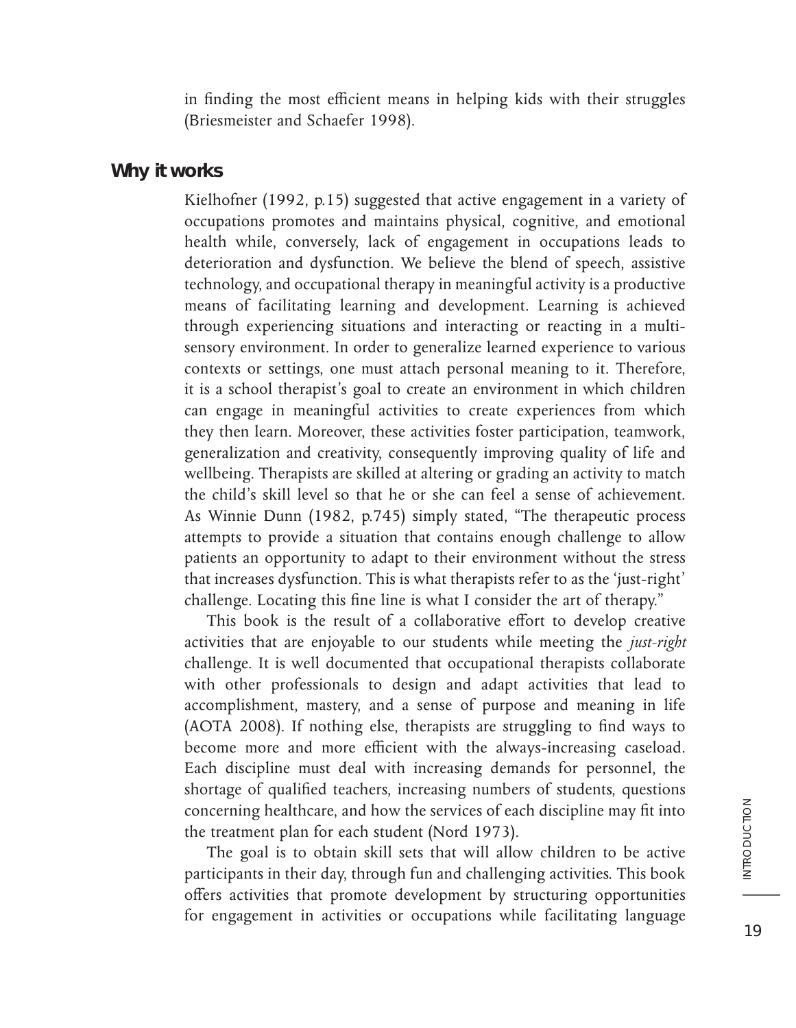in finding the most efficient means in helping kids with their struggles (Briesmeister and Schaefer 1998).

## Why it works

Kielhofner (1992, p.15) suggested that active engagement in a variety of occupations promotes and maintains physical, cognitive, and emotional health while, conversely, lack of engagement in occupations leads to deterioration and dysfunction. We believe the blend of speech, assistive technology, and occupational therapy in meaningful activity is a productive means of facilitating learning and development. Learning is achieved through experiencing situations and interacting or reacting in a multi-sensory environment. In order to generalize learned experience to various contexts or settings, one must attach personal meaning to it. Therefore, it is a school therapist's goal to create an environment in which children can engage in meaningful activities to create experiences from which they then learn. Moreover, these activities foster participation, teamwork, generalization and creativity, consequently improving quality of life and wellbeing. Therapists are skilled at altering or grading an activity to match the child's skill level so that he or she can feel a sense of achievement. As Winnie Dunn (1982, p.745) simply stated, "The therapeutic process attempts to provide a situation that contains enough challenge to allow patients an opportunity to adapt to their environment without the stress that increases dysfunction. This is what therapists refer to as the 'just-right' challenge. Locating this fine line is what I consider the art of therapy."

This book is the result of a collaborative effort to develop creative activities that are enjoyable to our students while meeting the *just-right* challenge. It is well documented that occupational therapists collaborate with other professionals to design and adapt activities that lead to accomplishment, mastery, and a sense of purpose and meaning in life (AOTA 2008). If nothing else, therapists are struggling to find ways to become more and more efficient with the always-increasing caseload. Each discipline must deal with increasing demands for personnel, the shortage of qualified teachers, increasing numbers of students, questions concerning healthcare, and how the services of each discipline may fit into the treatment plan for each student (Nord 1973).

The goal is to obtain skill sets that will allow children to be active participants in their day, through fun and challenging activities. This book offers activities that promote development by structuring opportunities for engagement in activities or occupations while facilitating language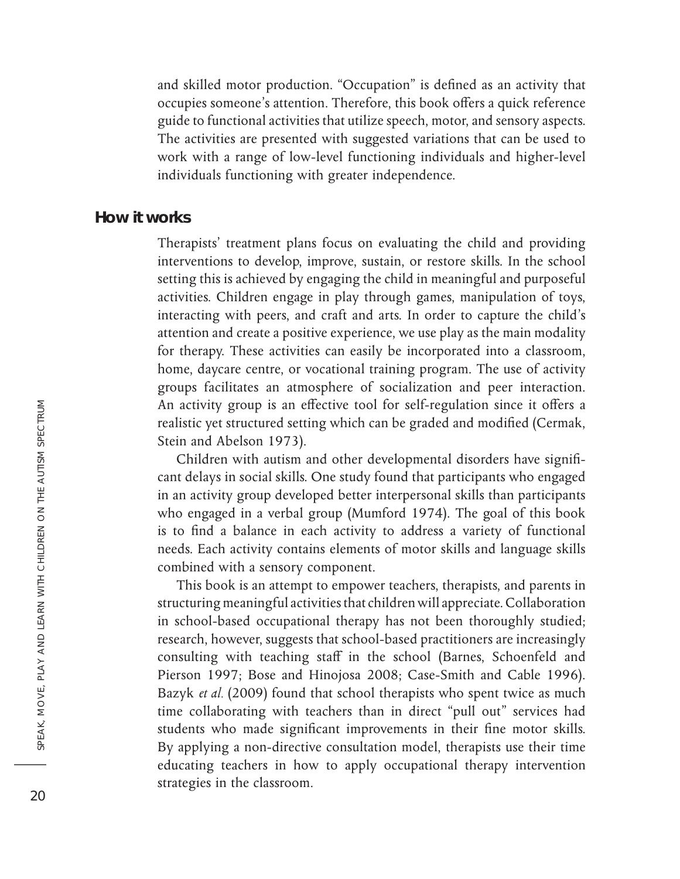and skilled motor production. "Occupation" is defined as an activity that occupies someone's attention. Therefore, this book offers a quick reference guide to functional activities that utilize speech, motor, and sensory aspects. The activities are presented with suggested variations that can be used to work with a range of low-level functioning individuals and higher-level individuals functioning with greater independence.

## How it works

Therapists' treatment plans focus on evaluating the child and providing interventions to develop, improve, sustain, or restore skills. In the school setting this is achieved by engaging the child in meaningful and purposeful activities. Children engage in play through games, manipulation of toys, interacting with peers, and craft and arts. In order to capture the child's attention and create a positive experience, we use play as the main modality for therapy. These activities can easily be incorporated into a classroom, home, daycare centre, or vocational training program. The use of activity groups facilitates an atmosphere of socialization and peer interaction. An activity group is an effective tool for self-regulation since it offers a realistic yet structured setting which can be graded and modified (Cermak, Stein and Abelson 1973).

Children with autism and other developmental disorders have significant delays in social skills. One study found that participants who engaged in an activity group developed better interpersonal skills than participants who engaged in a verbal group (Mumford 1974). The goal of this book is to find a balance in each activity to address a variety of functional needs. Each activity contains elements of motor skills and language skills combined with a sensory component.

This book is an attempt to empower teachers, therapists, and parents in structuring meaningful activities that children will appreciate. Collaboration in school-based occupational therapy has not been thoroughly studied; research, however, suggests that school-based practitioners are increasingly consulting with teaching staff in the school (Barnes, Schoenfeld and Pierson 1997; Bose and Hinojosa 2008; Case-Smith and Cable 1996). Bazyk *et al.* (2009) found that school therapists who spent twice as much time collaborating with teachers than in direct "pull out" services had students who made significant improvements in their fine motor skills. By applying a non-directive consultation model, therapists use their time educating teachers in how to apply occupational therapy intervention strategies in the classroom.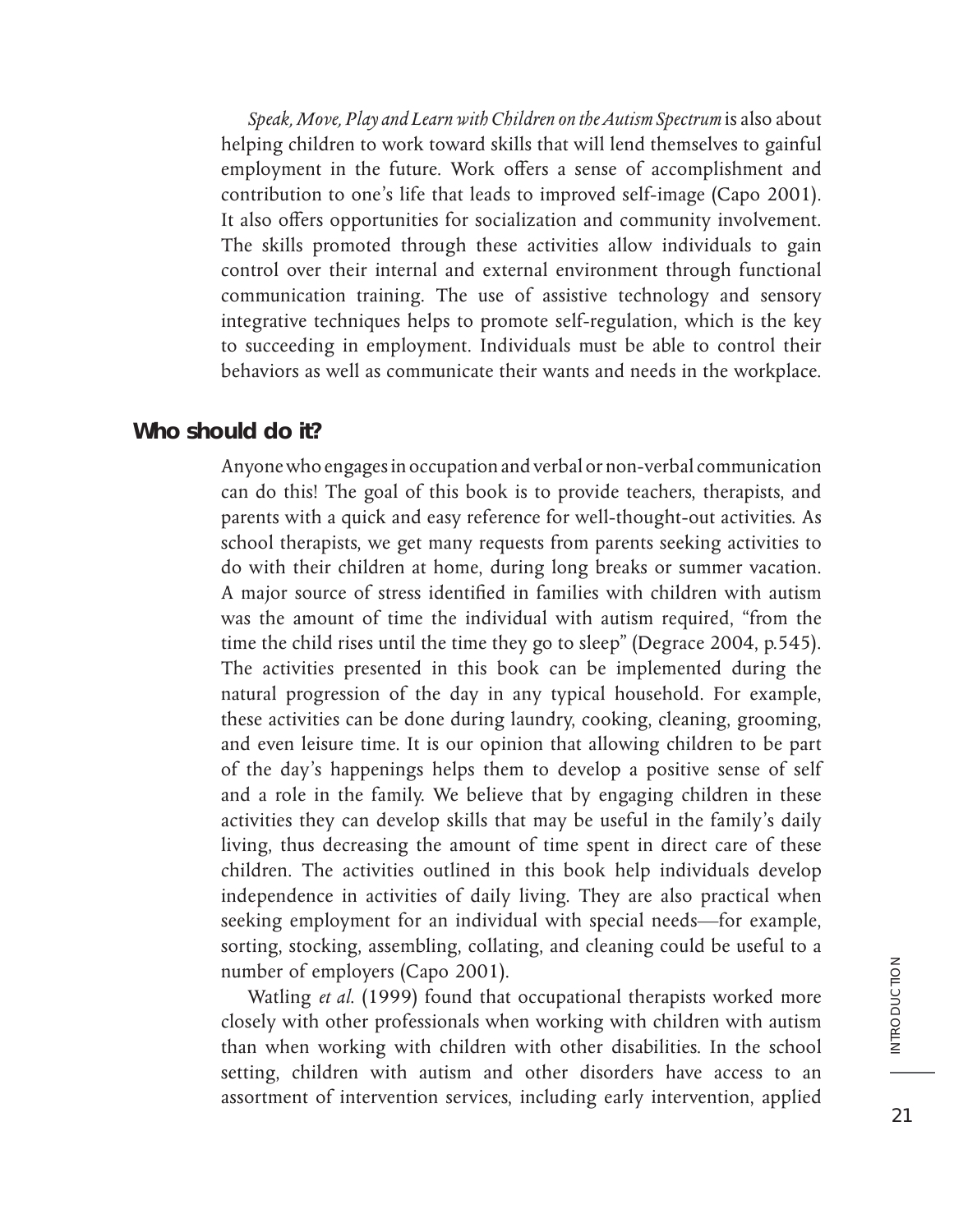*Speak, Move, Play and Learn with Children on the Autism Spectrum* is also about helping children to work toward skills that will lend themselves to gainful employment in the future. Work offers a sense of accomplishment and contribution to one's life that leads to improved self-image (Capo 2001). It also offers opportunities for socialization and community involvement. The skills promoted through these activities allow individuals to gain control over their internal and external environment through functional communication training. The use of assistive technology and sensory integrative techniques helps to promote self-regulation, which is the key to succeeding in employment. Individuals must be able to control their behaviors as well as communicate their wants and needs in the workplace.

## Who should do it?

Anyone who engages in occupation and verbal or non-verbal communication can do this! The goal of this book is to provide teachers, therapists, and parents with a quick and easy reference for well-thought-out activities. As school therapists, we get many requests from parents seeking activities to do with their children at home, during long breaks or summer vacation. A major source of stress identified in families with children with autism was the amount of time the individual with autism required, "from the time the child rises until the time they go to sleep" (Degrace 2004, p.545). The activities presented in this book can be implemented during the natural progression of the day in any typical household. For example, these activities can be done during laundry, cooking, cleaning, grooming, and even leisure time. It is our opinion that allowing children to be part of the day's happenings helps them to develop a positive sense of self and a role in the family. We believe that by engaging children in these activities they can develop skills that may be useful in the family's daily living, thus decreasing the amount of time spent in direct care of these children. The activities outlined in this book help individuals develop independence in activities of daily living. They are also practical when seeking employment for an individual with special needs—for example, sorting, stocking, assembling, collating, and cleaning could be useful to a number of employers (Capo 2001).

Watling *et al*. (1999) found that occupational therapists worked more closely with other professionals when working with children with autism than when working with children with other disabilities. In the school setting, children with autism and other disorders have access to an assortment of intervention services, including early intervention, applied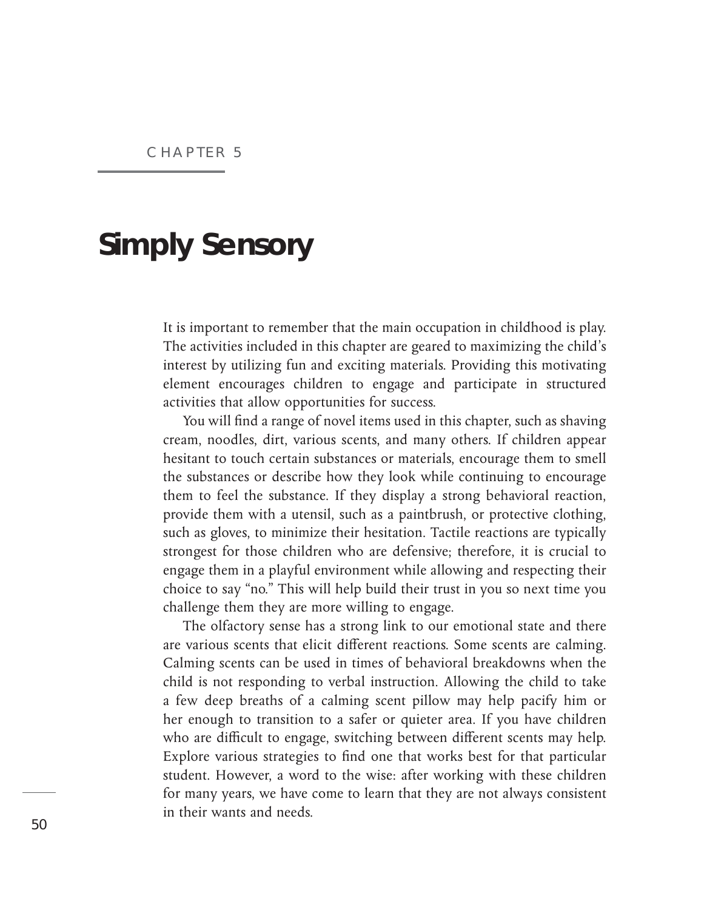CHAPTER 5

# Simply Sensory

It is important to remember that the main occupation in childhood is play. The activities included in this chapter are geared to maximizing the child's interest by utilizing fun and exciting materials. Providing this motivating element encourages children to engage and participate in structured activities that allow opportunities for success.

You will find a range of novel items used in this chapter, such as shaving cream, noodles, dirt, various scents, and many others. If children appear hesitant to touch certain substances or materials, encourage them to smell the substances or describe how they look while continuing to encourage them to feel the substance. If they display a strong behavioral reaction, provide them with a utensil, such as a paintbrush, or protective clothing, such as gloves, to minimize their hesitation. Tactile reactions are typically strongest for those children who are defensive; therefore, it is crucial to engage them in a playful environment while allowing and respecting their choice to say "no." This will help build their trust in you so next time you challenge them they are more willing to engage.

The olfactory sense has a strong link to our emotional state and there are various scents that elicit different reactions. Some scents are calming. Calming scents can be used in times of behavioral breakdowns when the child is not responding to verbal instruction. Allowing the child to take a few deep breaths of a calming scent pillow may help pacify him or her enough to transition to a safer or quieter area. If you have children who are difficult to engage, switching between different scents may help. Explore various strategies to find one that works best for that particular student. However, a word to the wise: after working with these children for many years, we have come to learn that they are not always consistent in their wants and needs.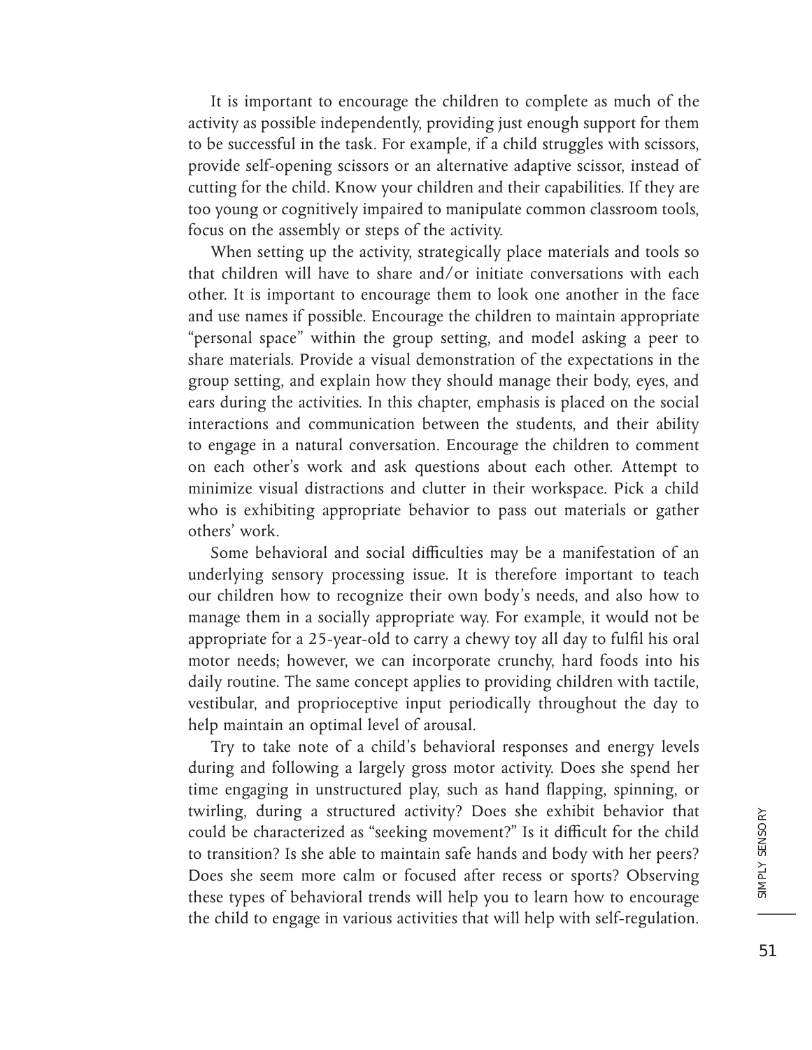It is important to encourage the children to complete as much of the activity as possible independently, providing just enough support for them to be successful in the task. For example, if a child struggles with scissors, provide self-opening scissors or an alternative adaptive scissor, instead of cutting for the child. Know your children and their capabilities. If they are too young or cognitively impaired to manipulate common classroom tools, focus on the assembly or steps of the activity.

When setting up the activity, strategically place materials and tools so that children will have to share and/or initiate conversations with each other. It is important to encourage them to look one another in the face and use names if possible. Encourage the children to maintain appropriate "personal space" within the group setting, and model asking a peer to share materials. Provide a visual demonstration of the expectations in the group setting, and explain how they should manage their body, eyes, and ears during the activities. In this chapter, emphasis is placed on the social interactions and communication between the students, and their ability to engage in a natural conversation. Encourage the children to comment on each other's work and ask questions about each other. Attempt to minimize visual distractions and clutter in their workspace. Pick a child who is exhibiting appropriate behavior to pass out materials or gather others' work.

Some behavioral and social difficulties may be a manifestation of an underlying sensory processing issue. It is therefore important to teach our children how to recognize their own body's needs, and also how to manage them in a socially appropriate way. For example, it would not be appropriate for a 25-year-old to carry a chewy toy all day to fulfil his oral motor needs; however, we can incorporate crunchy, hard foods into his daily routine. The same concept applies to providing children with tactile, vestibular, and proprioceptive input periodically throughout the day to help maintain an optimal level of arousal.

Try to take note of a child's behavioral responses and energy levels during and following a largely gross motor activity. Does she spend her time engaging in unstructured play, such as hand flapping, spinning, or twirling, during a structured activity? Does she exhibit behavior that could be characterized as "seeking movement?" Is it difficult for the child to transition? Is she able to maintain safe hands and body with her peers? Does she seem more calm or focused after recess or sports? Observing these types of behavioral trends will help you to learn how to encourage the child to engage in various activities that will help with self-regulation.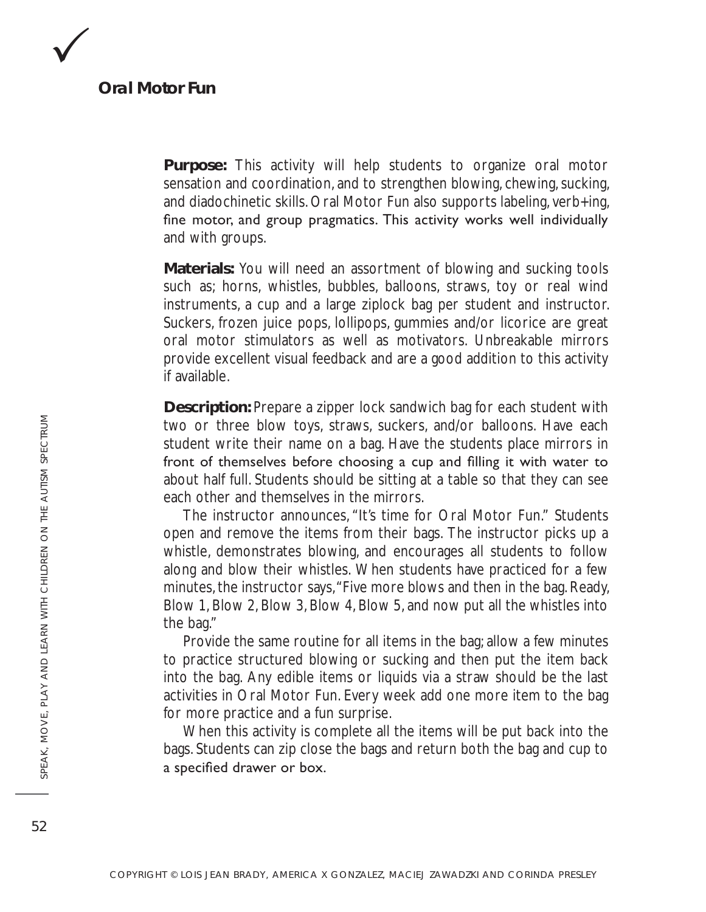✓

## Oral Motor Fun

**Purpose:** This activity will help students to organize oral motor sensation and coordination, and to strengthen blowing, chewing, sucking, and diadochinetic skills. Oral Motor Fun also supports labeling, verb+ing, fine motor, and group pragmatics. This activity works well individually and with groups.

**Materials:** You will need an assortment of blowing and sucking tools such as; horns, whistles, bubbles, balloons, straws, toy or real wind instruments, a cup and a large ziplock bag per student and instructor. Suckers, frozen juice pops, lollipops, gummies and/or licorice are great oral motor stimulators as well as motivators. Unbreakable mirrors provide excellent visual feedback and are a good addition to this activity if available.

**Description:** Prepare a zipper lock sandwich bag for each student with two or three blow toys, straws, suckers, and/or balloons. Have each student write their name on a bag. Have the students place mirrors in front of themselves before choosing a cup and filling it with water to about half full. Students should be sitting at a table so that they can see each other and themselves in the mirrors.

The instructor announces, "It's time for Oral Motor Fun." Students open and remove the items from their bags. The instructor picks up a whistle, demonstrates blowing, and encourages all students to follow along and blow their whistles. When students have practiced for a few minutes, the instructor says, "Five more blows and then in the bag. Ready, Blow 1, Blow 2, Blow 3, Blow 4, Blow 5, and now put all the whistles into the bag."

Provide the same routine for all items in the bag; allow a few minutes to practice structured blowing or sucking and then put the item back into the bag. Any edible items or liquids via a straw should be the last activities in Oral Motor Fun. Every week add one more item to the bag for more practice and a fun surprise.

When this activity is complete all the items will be put back into the bags. Students can zip close the bags and return both the bag and cup to a specified drawer or box.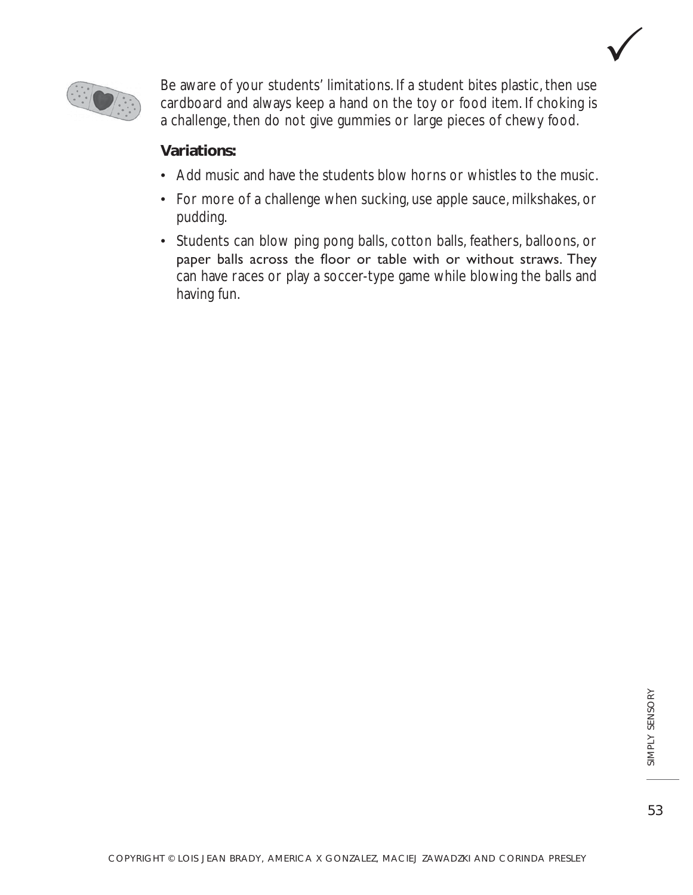Be aware of your students' limitations. If a student bites plastic, then use cardboard and always keep a hand on the toy or food item. If choking is a challenge, then do not give gummies or large pieces of chewy food.

**Variations:**

- Add music and have the students blow horns or whistles to the music.
- For more of a challenge when sucking, use apple sauce, milkshakes, or pudding.
- Students can blow ping pong balls, cotton balls, feathers, balloons, or paper balls across the floor or table with or without straws. They can have races or play a soccer-type game while blowing the balls and having fun.